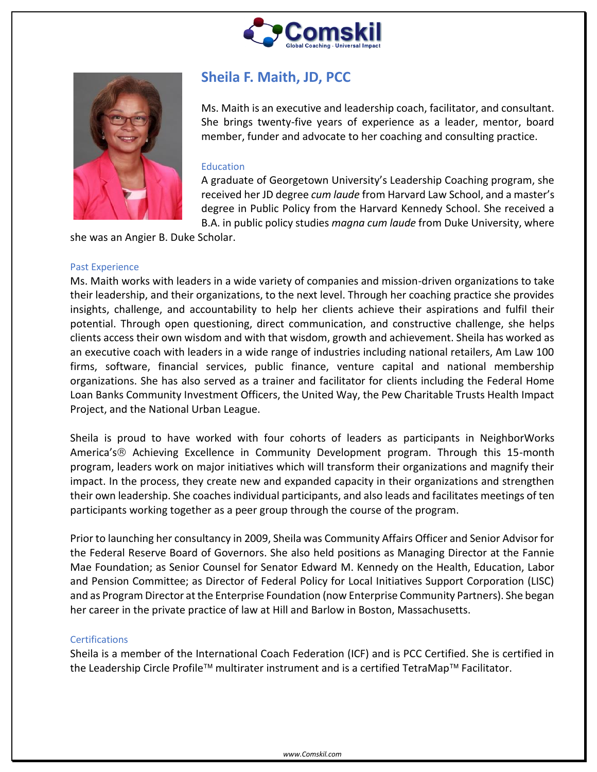# Sheila F. Maith, JD, PCC

Ms. Maith is an executive and leadership coach, facilitator, and consultant. She brings twenty-five years of experience as a leader, mentor, board member, funder and advocate to her coaching and consulting practice.

## Education

A graduate of Georgetown University's Leadership Coaching program, she received her JD degree *cum laude* from Harvard Law School, and a master's degree in Public Policy from the Harvard Kennedy School. She received a B.A. in public policy studies *magna cum laude* from Duke University, where she was an Angier B. Duke Scholar.

## Past Experience

Ms. Maith works with leaders in a wide variety of companies and mission-driven organizations to take their leadership, and their organizations, to the next level. Through her coaching practice she provides insights, challenge, and accountability to help her clients achieve their aspirations and fulfil their potential. Through open questioning, direct communication, and constructive challenge, she helps clients access their own wisdom and with that wisdom, growth and achievement. Sheila has worked as an executive coach with leaders in a wide range of industries including national retailers, Am Law 100 firms, software, financial services, public finance, venture capital and national membership organizations. She has also served as a trainer and facilitator for clients including the Federal Home Loan Banks Community Investment Officers, the United Way, the Pew Charitable Trusts Health Impact Project, and the National Urban League.

Sheila is proud to have worked with four cohorts of leaders as participants in NeighborWorks America's® Achieving Excellence in Community Development program. Through this 15-month program, leaders work on major initiatives which will transform their organizations and magnify their impact. In the process, they create new and expanded capacity in their organizations and strengthen their own leadership. She coaches individual participants, and also leads and facilitates meetings of ten participants working together as a peer group through the course of the program.

Prior to launching her consultancy in 2009, Sheila was Community Affairs Officer and Senior Advisor for the Federal Reserve Board of Governors. She also held positions as Managing Director at the Fannie Mae Foundation; as Senior Counsel for Senator Edward M. Kennedy on the Health, Education, Labor and Pension Committee; as Director of Federal Policy for Local Initiatives Support Corporation (LISC) and as Program Director at the Enterprise Foundation (now Enterprise Community Partners). She began her career in the private practice of law at Hill and Barlow in Boston, Massachusetts.

## Certifications

Sheila is a member of the International Coach Federation (ICF) and is PCC Certified. She is certified in the Leadership Circle Profile™ multirater instrument and is a certified TetraMap™ Facilitator.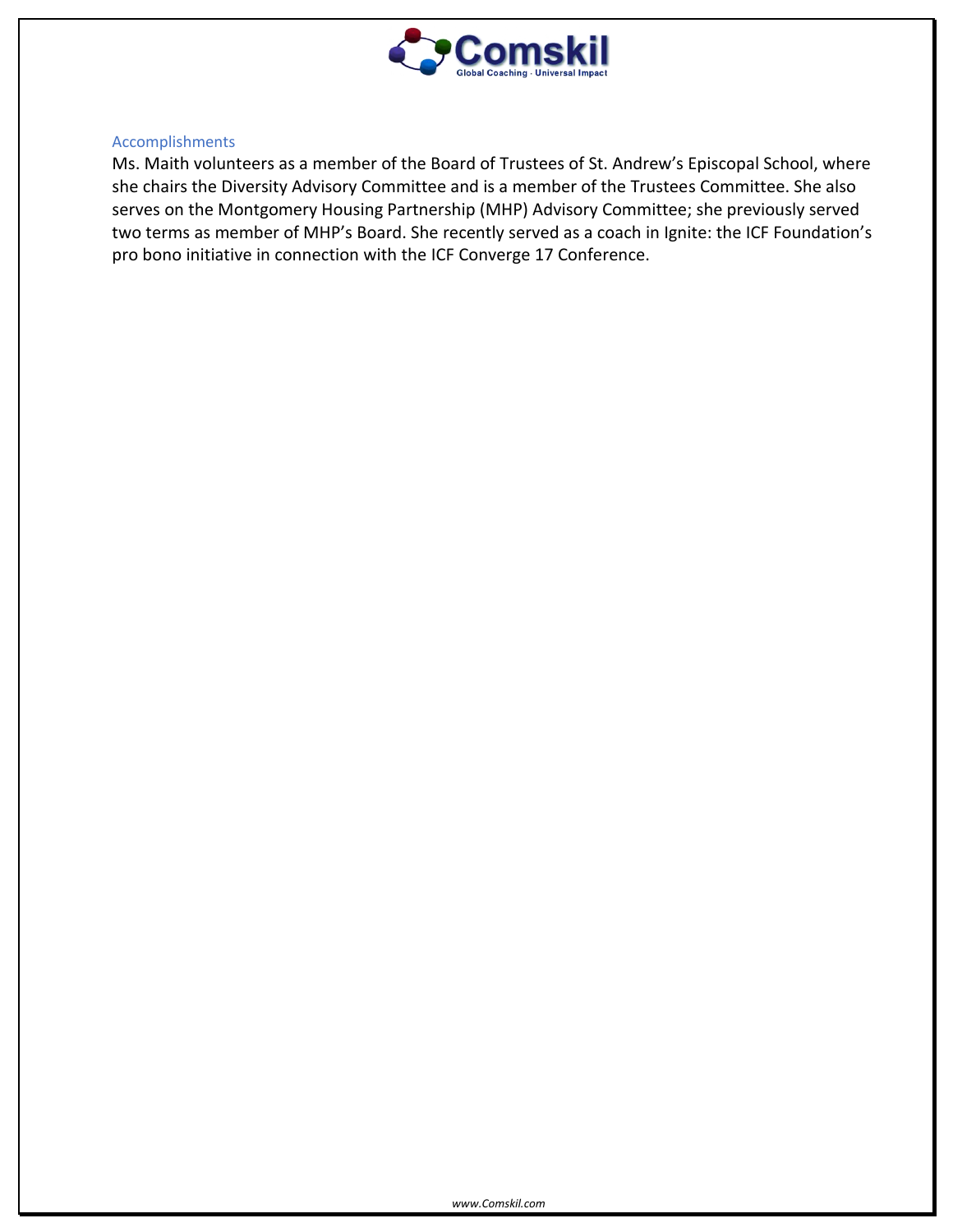## Accomplishments

Ms. Maith volunteers as a member of the Board of Trustees of St. Andrew's Episcopal School, where she chairs the Diversity Advisory Committee and is a member of the Trustees Committee. She also serves on the Montgomery Housing Partnership (MHP) Advisory Committee; she previously served two terms as member of MHP's Board. She recently served as a coach in Ignite: the ICF Foundation's pro bono initiative in connection with the ICF Converge 17 Conference.